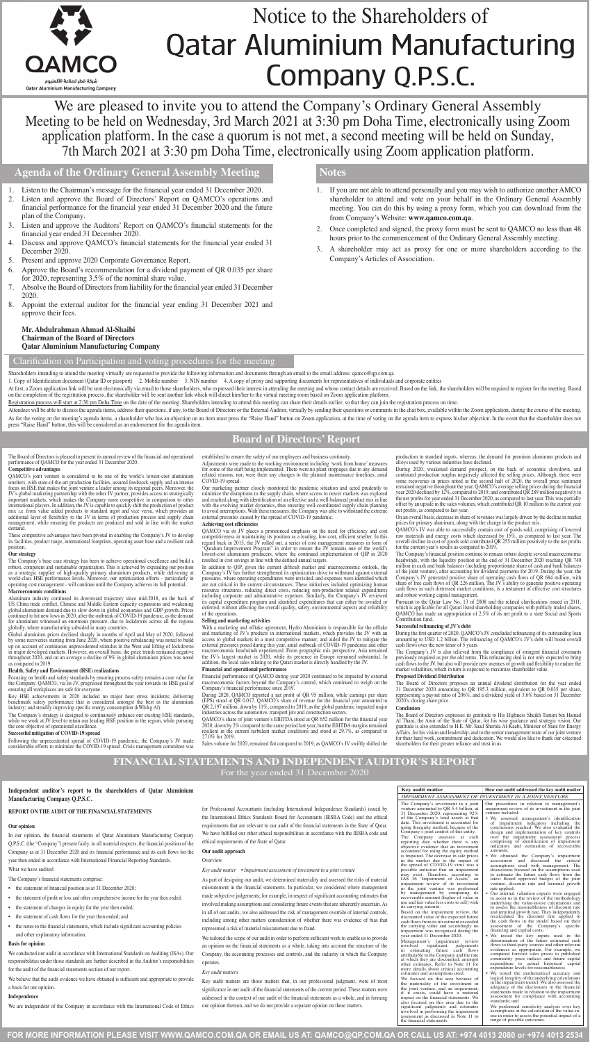QAMCO

شركة قطر لصناعة الألمنيوم

Qatar Aluminium Manufacturing Company

# Notice to the Shareholders of Qatar Aluminium Manufacturing Company Q.P.S.C.

We are pleased to invite you to attend the Company's Ordinary General Assembly Meeting to be held on Wednesday, 3rd March 2021 at 3:30 pm Doha Time, electronically using Zoom application platform. In the case a quorum is not met, a second meeting will be held on Sunday, 7th March 2021 at 3:30 pm Doha Time, electronically using Zoom application platform.

## Agenda of the Ordinary General Assembly Meeting

1. Listen to the Chairman's message for the financial year ended 31 December 2020.
2. Listen and approve the Board of Directors' Report on QAMCO's operations and financial performance for the financial year ended 31 December 2020 and the future plan of the Company.
3. Listen and approve the Auditors' Report on QAMCO's financial statements for the financial year ended 31 December 2020.
4. Discuss and approve QAMCO's financial statements for the financial year ended 31 December 2020.
5. Present and approve 2020 Corporate Governance Report.
6. Approve the Board's recommendation for a dividend payment of QR 0.035 per share for 2020, representing 3.5% of the nominal share value.
7. Absolve the Board of Directors from liability for the financial year ended 31 December 2020.
8. Appoint the external auditor for the financial year ending 31 December 2021 and approve their fees.

**Mr. Abdulrahman Ahmad Al-Shaibi**
**Chairman of the Board of Directors**
**Qatar Aluminium Manufacturing Company**

## Notes

1. If you are not able to attend personally and you may wish to authorize another AMCO shareholder to attend and vote on your behalf in the Ordinary General Assembly meeting. You can do this by using a proxy form, which you can download from the from Company's Website: **www.qamco.com.qa**.
2. Once completed and signed, the proxy form must be sent to QAMCO no less than 48 hours prior to the commencement of the Ordinary General Assembly meeting.
3. A shareholder may act as proxy for one or more shareholders according to the Company's Articles of Association.

## Clarification on Participation and voting procedures for the meeting

Shareholders intending to attend the meeting virtually are requested to provide the following information and documents through an email to the email address: qamco@qp.com.qa

1. Copy of Identification document (Qatar ID or passport) 2. Mobile number 3. NIN number 4. A copy of proxy and supporting documents for representatives of individuals and corporate entities

At first, a Zoom application link will be sent electronically via email to those shareholders, who expressed their interest in attending the meeting and whose contact details are received. Based on the link, the shareholders will be required to register for the meeting. Based on the completion of the registration process, the shareholder will be sent another link which will direct him/her to the virtual meeting room based on Zoom application platform.

Registration process will start at 2:30 pm Doha Time on the date of the meeting. Shareholders intending to attend this meeting can share their details earlier, so that they can join the registration process on time.

Attendees will be able to discuss the agenda items, address their questions, if any, to the Board of Directors or the External Auditor, virtually by sending their questions or comments in the chat box, available within the Zoom application, during the course of the meeting.

As for the voting on the meeting's agenda items, a shareholder who has an objection on an item must press the "Raise Hand" button on Zoom application, at the time of voting on the agenda item to express his/her objection. In the event that the shareholder does not press "Raise Hand" button, this will be considered as an endorsement for the agenda item.

## Board of Directors' Report

The Board of Directors is pleased to present its annual review of the financial and operational performance of QAMCO for the year ended 31 December 2020.

**Competitive advantages**

QAMCO's joint venture is considered to be one of the world's lowest-cost aluminium smelters, with state-of-the-art production facilities, assured feedstock supply and an intense focus on HSE that makes the joint venture a leader among its regional peers. Moreover, the JV's global marketing partnership with the other JV partner, provides access to strategically important markets, which makes the Company more competitive in comparison to other international players. In addition, the JV is capable to quickly shift the production of product mix i.e. from value added products to standard ingot and vice versa, which provides an additional layer of flexibility to the JV in terms of production process and supply chain management, while ensuring the products are produced and sold in line with the market demand.

These competitive advantages have been pivotal in enabling the Company's JV to develop its facilities, product range, international footprints, operating asset base and a resilient cash position.

**Our strategy**

The Company's base case strategy has been to achieve operational excellence and build a robust, competent and sustainable organization. This is achieved by expanding our position as a strategic supplier of high-quality primary aluminium products, while delivering at world-class HSE performance levels. Moreover, our optimization efforts - particularly in operating cost management - will continue until the Company achieves its full potential.

**Macroeconomic conditions**

Aluminum industry continued its downward trajectory since mid-2018, on the back of US China trade conflict, Chinese and Middle Eastern capacity expansions and weakening global aluminium demand due to slow down in global economies and GDP growth. Prices continued to hit new lows in 2020, after the outbreak of COVID-19 pandemic, as the demand for aluminium witnessed an enormous pressure, due to lockdowns across all the regions globally, where manufacturing subsided in many countries.

Global aluminium prices declined sharply in months of April and May of 2020, followed by some recoveries starting from June 2020, where positive rebalancing was noted to build up on account of continuous unprecedented stimulus in the West and lifting of lockdowns in major developed markets. However, on overall basis, the price trends remained negative throughout 2020, and on an average a decline of 9% in global aluminium prices was noted as compared to 2019.

**Health, Safety and Environment (HSE) realizations**

Focusing on health and safety standards by ensuring process safety remains a core value for the Company. QAMCO, via its JV, progressed throughout the year towards its HSE goal of ensuring all workplaces are safe for everyone.

Key HSE achievements in 2020 included no major heat stress incidents; delivering benchmark safety performance that is considered amongst the best in the aluminium industry; and steadily improving specific energy consumption (kWh/kg Al).

The Company's strategy is designed to continuously enhance our existing HSE standards, while we work at JV level to retain our leading HSE position in the region, while pursuing the core objective of operational excellence.

**Successful mitigation of COVID-19 spread**

Following the unprecedented spread of COVID-19 pandemic, the Company's JV made considerable efforts to minimize the COVID-19 spread. Crisis management committee was established to ensure the safety of our employees and business continuity.

Adjustments were made to the working environment including 'work from home' measures for some of the staff being implemented. There were no plant stoppages due to any demand related reasons, nor, were there any changes to the planned maintenance timelines, amid COVID-19 spread.

Our marketing partner closely monitored the pandemic situation and acted prudently to minimize the disruptions to the supply chain, where access to newer markets was explored and reached along with identification of an effective and a well-balanced product mix in line with the evolving market dynamics, thus ensuring well-coordinated supply chain planning to avoid interruptions. With these measures, the Company was able to withstand the extreme external pressures caused by the spread of COVID-19 pandemic.

**Achieving cost efficiencies**

QAMCO via its JV places a pronounced emphasis on the need for cost efficiency and cost competitiveness in maintaining its position as a leading, low-cost, efficient smelter. In this regard back in 2015, the JV rolled out, a series of cost management measures in form of "Qatalum Improvement Program" in order to ensure the JV remains one of the world's lowest-cost aluminium producers, where the continued implementation of QIP in 2020 resulted in cost savings in line with the defined annual targets.

In addition to QIP, given the current difficult market and macroeconomic outlook, the Company's JV has further strengthened its optimization drive to withstand against external pressures, where operating expenditures were revisited, and expenses were identified which are not critical in the current circumstances. These initiatives included optimizing human resource structures, reducing direct costs, reducing non-production related expenditures including corporate and administrative expenses. Similarly, the Company's JV reviewed its capital expenditure program and identified expenditures that can either be avoided or deferred, without affecting the overall quality, safety, environmental aspects and reliability of the operations.

**Selling and marketing activities**

With a marketing and offtake agreement, Hydro Aluminium is responsible for the offtake and marketing of JV's products in international markets, which provides the JV with an access to global markets in a most competitive manner, and aided the JV to mitigate the external pressures posed during this year, amid outbreak of COVID-19 pandemic and other macroeconomic headwinds experienced. From geographic mix perspective, Asia remained the JV's largest market in 2020, while its presence in Europe remained substantial. In addition, the local sales relating to the Qatari market is directly handled by the JV.

**Financial and operational performance**

Financial performance of QAMCO during year 2020 continued to be impacted by external macroeconomic factors beyond the Company's control, which continued to weigh on the Company's financial performance since 2019.

During 2020, QAMCO reported a net profit of QR 95 million, while earnings per share (EPS) stood at QR 0.017. QAMCO's share of revenue for the financial year amounted to QR 2,197 million, down by 11%, compared to 2019, as the global pandemic impacted major industries across the automotive, transport jets and construction sectors.

QAMCO's share of joint venture's EBITDA stood at QR 652 million for the financial year 2020, down by 2% compared to the same period last year, but the EBITDA margins remained resilient in the current turbulent market conditions and stood at 29.7%, as compared to 27.0% for 2019.

Sales volume for 2020, remained flat compared to 2019, as QAMCO's JV swiftly shifted the production to standard ingots, whereas, the demand for premium aluminum products and alloys used by various industries have declined.

During 2020, weakened demand prospect, on the back of economic slowdown, and continued production surplus negatively affected the selling prices. Although, there were some recoveries in prices noted in the second half of 2020, the overall price sentiment remained negative throughout the year. QAMCO's average selling prices during the financial year 2020 declined by 12%, compared to 2019, and contributed QR 289 million negatively to the net profits for year ended 31 December 2020, as compared to last year. This was partially offset by an upside in the sales volumes, which contributed QR 10 million to the current year net profits, as compared to last year.

On an overall basis, decrease in share of revenues was largely driven by the decline in market prices for primary aluminum, along with the change in the product mix.

QAMCO's JV was able to successfully contain cost of goods sold, comprising of lowered raw materials and energy costs which decreased by 15%, as compared to last year. The overall decline in cost of goods sold contributed QR 255 million positively to the net profits for the current year's results as compared to 2019.

The Company's financial position continue to remain robust despite several macroeconomic headwinds, with the liquidity position at the end of 31 December 2020 reaching QR 740 million in cash and bank balances (including proportionate share of cash and bank balances of the joint venture), after accounting for dividend payments for 2019. During the year, the Company's JV generated positive share of operating cash flows of QR 684 million, with share of free cash flows of QR 226 million. The JV's ability to generate positive operating cash flows in such distressed market conditions, is a testament of effective cost structures and robust working capital management.

Pursuant to the Qatar Law No. 13 of 2008 and the related clarifications issued in 2011, which is applicable for all Qatari listed shareholding companies with publicly traded shares, QAMCO has made an appropriation of 2.5% of its net profit to a state Social and Sports Contribution fund.

**Successful refinancing of JV's debt**

During the first quarter of 2020, QAMCO's JV concluded refinancing of its outstanding loan amounting to USD 1.2 billion. The refinancing of QAMCO's JV's debt will boost overall cash flows over the new tenor of 5 years.

The Company's JV is also relieved from the compliance of stringent financial covenants previously required as per the old terms. This refinancing deal is not only expected to bring cash flows to the JV, but also will provide new avenues of growth and flexibility to endure the market volatilities, which in turn is expected to maximize shareholder value.

**Proposed Dividend Distribution**

The Board of Directors proposes an annual dividend distribution for the year ended 31 December 2020 amounting to QR 195.3 million, equivalent to QR 0.035 per share, representing a payout ratio of 206%, and a dividend yield of 3.6% based on 31 December 2020's closing share price.

**Conclusion**

The Board of Directors expresses its gratitude to His Highness Sheikh Tamim bin Hamad Al Thani, the Amir of the State of Qatar, for his wise guidance and strategic vision. Our gratitude is also extended to H.E. Mr. Saad Sherida Al-Kaabi, Minister of State for Energy Affairs, for his vision and leadership, and to the senior management team of our joint venture for their hard work, commitment and dedication. We would also like to thank our esteemed shareholders for their greater reliance and trust in us.

## FINANCIAL STATEMENTS AND INDEPENDENT AUDITOR'S REPORT

For the year ended 31 December 2020

**Independent auditor's report to the shareholders of Qatar Aluminium Manufacturing Company Q.P.S.C.**

**REPORT ON THE AUDIT OF THE FINANCIAL STATEMENTS**

**Our opinion**

In our opinion, the financial statements of Qatar Aluminium Manufacturing Company Q.P.S.C. (the "Company") present fairly, in all material respects, the financial position of the Company as at 31 December 2020 and its financial performance and its cash flows for the year then ended in accordance with International Financial Reporting Standards.

What we have audited

The Company's financial statements comprise:

- the statement of financial position as at 31 December 2020;
- the statement of profit or loss and other comprehensive income for the year then ended;
- the statement of changes in equity for the year then ended;
- the statement of cash flows for the year then ended; and
- the notes to the financial statements, which include significant accounting policies and other explanatory information.

**Basis for opinion**

We conducted our audit in accordance with International Standards on Auditing (ISAs). Our responsibilities under those standards are further described in the Auditor's responsibilities for the audit of the financial statements section of our report.

We believe that the audit evidence we have obtained is sufficient and appropriate to provide a basis for our opinion.

**Independence**

We are independent of the Company in accordance with the International Code of Ethics for Professional Accountants (including International Independence Standards) issued by the International Ethics Standards Board for Accountants (IESBA Code) and the ethical requirements that are relevant to our audit of the financial statements in the State of Qatar. We have fulfilled our other ethical responsibilities in accordance with the IESBA code and ethical requirements of the State of Qatar.

**Our audit approach**

Overview

*Key audit matter* • *Impairment assessment of investment in a joint venture*

As part of designing our audit, we determined materiality and assessed the risks of material misstatement in the financial statements. In particular, we considered where management made subjective judgements; for example, in respect of significant accounting estimates that involved making assumptions and considering future events that are inherently uncertain. As in all of our audits, we also addressed the risk of management override of internal controls, including among other matters consideration of whether there was evidence of bias that represented a risk of material misstatement due to fraud.

We tailored the scope of our audit in order to perform sufficient work to enable us to provide an opinion on the financial statements as a whole, taking into account the structure of the Company, the accounting processes and controls, and the industry in which the Company operates.

*Key audit matters*

Key audit matters are those matters that, in our professional judgment, were of most significance in our audit of the financial statements of the current period. These matters were addressed in the context of our audit of the financial statements as a whole, and in forming our opinion thereon, and we do not provide a separate opinion on these matters.

| Key audit matter | How our audit addressed the key audit matter |
|---|---|
| *IMPAIRMENT ASSESSMENT OF INVESTMENT IN A JOINT VENTURE* | |
| The Company's investment in a joint venture amounted to QR 5.4 billion, at 31 December 2020, representing 92% of the Company's total assets at that date. This investment is accounted for using the equity method, because of the Company's joint control of this entity.<br>The Company assesses at each reporting date whether there is any objective evidence that an investment accounted for using the equity method is impaired. The decrease in sale prices in the market due to the impact of the spread of COVID-19 virus was a possible indicator that an impairment may exist. Therefore, according to IAS 36 'Impairment of Assets', an impairment review of its investment in the joint venture was performed by management by comparing its recoverable amount (higher of value in use and fair value less costs to sell) with its carrying amount.<br>Based on the impairment review, the discounted value of the expected future cash flows from its investment exceeded the carrying value and accordingly no impairment was recognised during the year ended 31 December 2020.<br>Management's impairment review involved significant judgements in estimating future cash flows attributable to the Company and the rate at which they are discounted, amongst other estimates. Refer to Note 11 for more details about critical accounting estimates and assumptions used.<br>We focused on this area because of the materiality of the investment in the joint venture, and an impairment, if it exists, could have a material impact on the financial statements. We also focused on this area due to the significant judgments and estimates involved in performing the impairment assessment as discussed in Note 11 to the financial statements. | Our procedures in relation to management's impairment review of its investment in the joint venture included:<br>• We assessed management's identification of impairment indicators including the conclusions reached. We also evaluated the design and implementation of key controls over the impairment assessment process comprising of identification of impairment indicators and estimation of recoverable amounts;<br>• We obtained the Company's impairment assessment and discussed the critical assumptions used with management. The discussions focused on the assumptions used to estimate the future cash flows from the latest Board approved budget of the joint venture, discount rate and terminal growth rate applied;<br>• Our internal valuation experts were engaged to assist us in the review of the methodology underlying the value-in-use calculations and to assess the reasonableness of discount rate and terminal growth rate. They independently recalculated the discount rate applied to the cash flows in the model based on their assessment of the Company's specific financing and capital costs;<br>• We tested the key inputs used in the determination of the future estimated cash flows to third-party sources and other relevant evidences as appropriate. For example, we compared forecast sales prices to published commodity price indices and future capital expenditure to actual historical capital expenditure levels for reasonableness;<br>• We tested the mathematical accuracy and logical integrity of the underlying calculations in the impairment model. We also assessed the adequacy of the disclosures in the financial statements made in relation to the impairment assessment for compliance with accounting standards; and<br>We performed sensitivity analysis over key assumptions in the calculation of the value-in-use in order to assess the potential impact of a range of possible outcomes. |

FOR MORE INFORMATION PLEASE VISIT WWW.QAMCO.COM.QA OR EMAIL US AT: QAMCO@QP.COM.QA OR CALL US AT: +974 4013 2080 or +974 4013 2534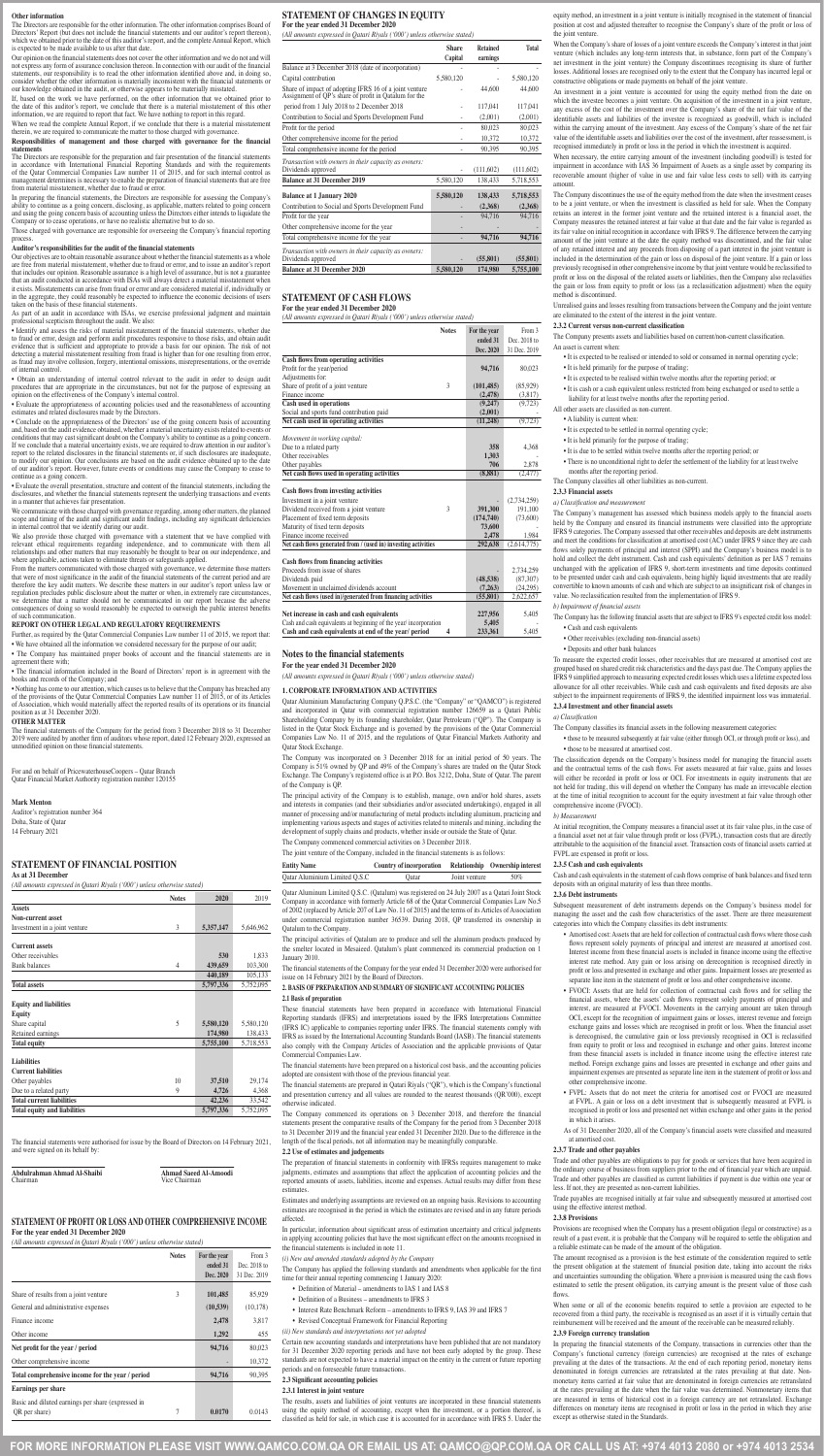**Other information**

The Directors are responsible for the other information. The other information comprises Board of Directors' Report (but does not include the financial statements and our auditor's report thereon), which we obtained prior to the date of this auditor's report, and the complete Annual Report, which is expected to be made available to us after that date.

Our opinion on the financial statements does not cover the other information and we do not and will not express any form of assurance conclusion thereon. In connection with our audit of the financial statements, our responsibility is to read the other information identified above and, in doing so, consider whether the other information is materially inconsistent with the financial statements or our knowledge obtained in the audit, or otherwise appears to be materially misstated.

If, based on the work we have performed, on the other information that we obtained prior to the date of this auditor's report, we conclude that there is a material misstatement of this other information, we are required to report that fact. We have nothing to report in this regard.

When we read the complete Annual Report, if we conclude that there is a material misstatement therein, we are required to communicate the matter to those charged with governance.

**Responsibilities of management and those charged with governance for the financial statements**

The Directors are responsible for the preparation and fair presentation of the financial statements in accordance with International Financial Reporting Standards and with the requirements of the Qatar Commercial Companies Law number 11 of 2015, and for such internal control as management determines is necessary to enable the preparation of financial statements that are free from material misstatement, whether due to fraud or error.

In preparing the financial statements, the Directors are responsible for assessing the Company's ability to continue as a going concern, disclosing, as applicable, matters related to going concern and using the going concern basis of accounting unless the Directors either intends to liquidate the Company or to cease operations, or have no realistic alternative but to do so.

Those charged with governance are responsible for overseeing the Company's financial reporting process.

**Auditor's responsibilities for the audit of the financial statements**

Our objectives are to obtain reasonable assurance about whether the financial statements as a whole are free from material misstatement, whether due to fraud or error, and to issue an auditor's report that includes our opinion. Reasonable assurance is a high level of assurance, but is not a guarantee that an audit conducted in accordance with ISAs will always detect a material misstatement when it exists. Misstatements can arise from fraud or error and are considered material if, individually or in the aggregate, they could reasonably be expected to influence the economic decisions of users taken on the basis of these financial statements.

As part of an audit in accordance with ISAs, we exercise professional judgment and maintain professional scepticism throughout the audit. We also:

- Identify and assess the risks of material misstatement of the financial statements, whether due to fraud or error, design and perform audit procedures responsive to those risks, and obtain audit evidence that is sufficient and appropriate to provide a basis for our opinion. The risk of not detecting a material misstatement resulting from fraud is higher than for one resulting from error, as fraud may involve collusion, forgery, intentional omissions, misrepresentations, or the override of internal control.
- Obtain an understanding of internal control relevant to the audit in order to design audit procedures that are appropriate in the circumstances, but not for the purpose of expressing an opinion on the effectiveness of the Company's internal control.
- Evaluate the appropriateness of accounting policies used and the reasonableness of accounting estimates and related disclosures made by the Directors.
- Conclude on the appropriateness of the Directors' use of the going concern basis of accounting and, based on the audit evidence obtained, whether a material uncertainty exists related to events or conditions that may cast significant doubt on the Company's ability to continue as a going concern. If we conclude that a material uncertainty exists, we are required to draw attention in our auditor's report to the related disclosures in the financial statements or, if such disclosures are inadequate, to modify our opinion. Our conclusions are based on the audit evidence obtained up to the date of our auditor's report. However, future events or conditions may cause the Company to cease to continue as a going concern.
- Evaluate the overall presentation, structure and content of the financial statements, including the disclosures, and whether the financial statements represent the underlying transactions and events in a manner that achieves fair presentation.

We communicate with those charged with governance regarding, among other matters, the planned scope and timing of the audit and significant audit findings, including any significant deficiencies in internal control that we identify during our audit.

We also provide those charged with governance with a statement that we have complied with relevant ethical requirements regarding independence, and to communicate with them all relationships and other matters that may reasonably be thought to bear on our independence, and where applicable, actions taken to eliminate threats or safeguards applied.

From the matters communicated with those charged with governance, we determine those matters that were of most significance in the audit of the financial statements of the current period and are therefore the key audit matters. We describe these matters in our auditor's report unless law or regulation precludes public disclosure about the matter or when, in extremely rare circumstances, we determine that a matter should not be communicated in our report because the adverse consequences of doing so would reasonably be expected to outweigh the public interest benefits of such communication.

**REPORT ON OTHER LEGAL AND REGULATORY REQUIREMENTS**

Further, as required by the Qatar Commercial Companies Law number 11 of 2015, we report that:

- We have obtained all the information we considered necessary for the purpose of our audit;
- The Company has maintained proper books of account and the financial statements are in agreement there with;
- The financial information included in the Board of Directors' report is in agreement with the books and records of the Company; and
- Nothing has come to our attention, which causes us to believe that the Company has breached any of the provisions of the Qatar Commercial Companies Law number 11 of 2015, or of its Articles of Association, which would materially affect the reported results of its operations or its financial position as at 31 December 2020.

**OTHER MATTER**

The financial statements of the Company for the period from 3 December 2018 to 31 December 2019 were audited by another firm of auditors whose report, dated 12 February 2020, expressed an unmodified opinion on those financial statements.

For and on behalf of PricewaterhouseCoopers – Qatar Branch
Qatar Financial Market Authority registration number 120155

**Mark Menton**
Auditor's registration number 364
Doha, State of Qatar
14 February 2021

## STATEMENT OF FINANCIAL POSITION
**As at 31 December**

*(All amounts expressed in Qatari Riyals ('000') unless otherwise stated)*

| | Notes | 2020 | 2019 |
|---|---|---|---|
| **Assets** | | | |
| **Non-current asset** | | | |
| Investment in a joint venture | 3 | **5,357,147** | 5,646,962 |
| **Current assets** | | | |
| Other receivables | | **530** | 1,833 |
| Bank balances | 4 | **439,659** | 103,300 |
| | | **440,189** | 105,133 |
| **Total assets** | | **5,797,336** | 5,752,095 |
| **Equity and liabilities** | | | |
| **Equity** | | | |
| Share capital | 5 | **5,580,120** | 5,580,120 |
| Retained earnings | | **174,980** | 138,433 |
| **Total equity** | | **5,755,100** | 5,718,553 |
| **Liabilities** | | | |
| **Current liabilities** | | | |
| Other payables | 10 | **37,510** | 29,174 |
| Due to a related party | 9 | **4,726** | 4,368 |
| **Total current liabilities** | | **42,236** | 33,542 |
| **Total equity and liabilities** | | **5,797,336** | 5,752,095 |

The financial statements were authorised for issue by the Board of Directors on 14 February 2021, and were signed on its behalf by:

| **Abdulrahman Ahmad Al-Shaibi** | **Ahmad Saeed Al-Amoodi** |
|---|---|
| Chairman | Vice Chairman |

## STATEMENT OF PROFIT OR LOSS AND OTHER COMPREHENSIVE INCOME
**For the year ended 31 December 2020**

*(All amounts expressed in Qatari Riyals ('000') unless otherwise stated)*

| | Notes | For the year ended 31 Dec. 2020 | From 3 Dec. 2018 to 31 Dec. 2019 |
|---|---|---|---|
| Share of results from a joint venture | 3 | **101,485** | 85,929 |
| General and administrative expenses | | **(10,539)** | (10,178) |
| Finance income | | **2,478** | 3,817 |
| Other income | | **1,292** | 455 |
| **Net profit for the year / period** | | **94,716** | 80,023 |
| Other comprehensive income | | **-** | 10,372 |
| **Total comprehensive income for the year / period** | | **94,716** | 90,395 |
| **Earnings per share** | | | |
| Basic and diluted earnings per share (expressed in QR per share) | 7 | **0.0170** | 0.0143 |

## STATEMENT OF CHANGES IN EQUITY
**For the year ended 31 December 2020**

*(All amounts expressed in Qatari Riyals ('000') unless otherwise stated)*

| | Share Capital | Retained earnings | Total |
|---|---|---|---|
| Balance at 3 December 2018 (date of incorporation) | - | - | - |
| Capital contribution | 5,580,120 | - | 5,580,120 |
| Share of impact of adopting IFRS 16 of a joint venture | - | 44,600 | 44,600 |
| Assignment of QP's share of profit in Qatalum for the period from 1 July 2018 to 2 December 2018 | - | 117,041 | 117,041 |
| Contribution to Social and Sports Development Fund | - | (2,001) | (2,001) |
| Profit for the period | - | 80,023 | 80,023 |
| Other comprehensive income for the period | - | 10,372 | 10,372 |
| Total comprehensive income for the period | - | 90,395 | 90,395 |
| *Transaction with owners in their capacity as owners:* | | | |
| Dividends approved | - | (111,602) | (111,602) |
| **Balance at 31 December 2019** | 5,580,120 | 138,433 | 5,718,553 |
| **Balance at 1 January 2020** | **5,580,120** | **138,433** | **5,718,553** |
| Contribution to Social and Sports Development Fund | **-** | **(2,368)** | **(2,368)** |
| Profit for the year | **-** | **94,716** | **94,716** |
| Other comprehensive income for the year | **-** | **-** | **-** |
| Total comprehensive income for the year | **-** | **94,716** | **94,716** |
| *Transaction with owners in their capacity as owners:* | | | |
| Dividends approved | **-** | **(55,801)** | **(55,801)** |
| **Balance at 31 December 2020** | **5,580,120** | **174,980** | **5,755,100** |

## STATEMENT OF CASH FLOWS
**For the year ended 31 December 2020**

*(All amounts expressed in Qatari Riyals ('000') unless otherwise stated)*

| | Notes | For the year ended 31 Dec. 2020 | From 3 Dec. 2018 to 31 Dec. 2019 |
|---|---|---|---|
| **Cash flows from operating activities** | | | |
| Profit for the year/period | | **94,716** | 80,023 |
| Adjustments for: | | | |
| Share of profit of a joint venture | 3 | **(101,485)** | (85,929) |
| Finance income | | **(2,478)** | (3,817) |
| **Cash used in operations** | | **(9,247)** | (9,723) |
| Social and sports fund contribution paid | | **(2,001)** | - |
| **Net cash used in operating activities** | | **(11,248)** | (9,723) |
| *Movement in working capital:* | | | |
| Due to a related party | | **358** | 4,368 |
| Other receivables | | **1,303** | - |
| Other payables | | **706** | 2,878 |
| **Net cash flows used in operating activities** | | **(8,881)** | (2,477) |
| **Cash flows from investing activities** | | | |
| Investment in a joint venture | | **-** | (2,734,259) |
| Dividend received from a joint venture | 3 | **391,300** | 191,100 |
| Placement of fixed term deposits | | **(174,740)** | (73,600) |
| Maturity of fixed term deposits | | **73,600** | - |
| Finance income received | | **2,478** | 1,984 |
| **Net cash flows generated from / (used in) investing activities** | | **292,638** | (2,614,775) |
| **Cash flows from financing activities** | | | |
| Proceeds from issue of shares | | **-** | 2,734,259 |
| Dividends paid | | **(48,538)** | (87,307) |
| Movement in unclaimed dividends account | | **(7,263)** | (24,295) |
| **Net cash flows (used in)/generated from financing activities** | | **(55,801)** | 2,622,657 |
| **Net increase in cash and cash equivalents** | | **227,956** | 5,405 |
| Cash and cash equivalents at beginning of the year of incorporation | | **5,405** | - |
| **Cash and cash equivalents at end of the year/ period** | 4 | **233,361** | 5,405 |

## Notes to the financial statements
**For the year ended 31 December 2020**

*(All amounts expressed in Qatari Riyals ('000') unless otherwise stated)*

### 1. CORPORATE INFORMATION AND ACTIVITIES

Qatar Aluminium Manufacturing Company Q.P.S.C. (the "Company" or "QAMCO") is registered and incorporated in Qatar with commercial registration number 126659 as a Qatari Public Shareholding Company by its founding shareholder, Qatar Petroleum ("QP"). The Company is listed in the Qatar Stock Exchange and is governed by the provisions of the Qatar Commercial Companies Law No. 11 of 2015, and the regulations of Qatar Financial Markets Authority and Qatar Stock Exchange.

The Company was incorporated on 3 December 2018 for an initial period of 50 years. The Company is 51% owned by QP and 49% of the Company's shares are traded on the Qatar Stock Exchange. The Company's registered office is at P.O. Box 3212, Doha, State of Qatar. The parent of the Company is QP.

The principal activity of the Company is to establish, manage, own and/or hold shares, assets and interests in companies (and their subsidiaries and/or associated undertakings), engaged in all manner of processing and/or manufacturing of metal products including aluminum, practicing and implementing various aspects and stages of activities related to minerals and mining, including the development of supply chains and products, whether inside or outside the State of Qatar.

The Company commenced commercial activities on 3 December 2018.

The joint venture of the Company, included in the financial statements is as follows:

| **Entity Name** | **Country of incorporation** | **Relationship** | **Ownership interest** |
|---|---|---|---|
| Qatar Aluminium Limited Q.S.C | Qatar | Joint venture | 50% |

Qatar Aluminium Limited Q.S.C. (Qatalum) was registered on 24 July 2007 as a Qatari Joint Stock Company in accordance with formerly Article 68 of the Qatar Commercial Companies Law No.5 of 2002 (replaced by Article 207 of Law No. 11 of 2015) and the terms of its Articles of Association under commercial registration number 36539. During 2018, QP transferred its ownership in Qatalum to the Company.

The principal activities of Qatalum are to produce and sell the aluminium products produced by the smelter located in Mesaieed. Qatalum's plant commenced its commercial production on 1 January 2010.

The financial statements of the Company for the year ended 31 December 2020 were authorized for issue on 14 February 2021 by the Board of Directors.

### 2. BASIS OF PREPARATION AND SUMMARY OF SIGNIFICANT ACCOUNTING POLICIES

**2.1 Basis of preparation**

These financial statements have been prepared in accordance with International Financial Reporting Standards (IFRS) and interpretations issued by the IFRS Interpretations Committee (IFRS IC) applicable to companies reporting under IFRS. The financial statements comply with IFRS as issued by the International Accounting Standards Board (IASB). The financial statements also comply with the Company Articles of Association and the applicable provisions of Qatar Commercial Companies Law.

The financial statements have been prepared on a historical cost basis, and the accounting policies adopted are consistent with those of the previous financial year.

The financial statements are prepared in Qatari Riyals ("QR"), which is the Company's functional and presentation currency and all values are rounded to the nearest thousands (QR'000), except otherwise indicated.

The Company commenced its operations on 3 December 2018, and therefore the financial statements present the comparative results of the Company for the period from 3 December 2018 to 31 December 2019 and the financial year ended 31 December 2020. Due to the difference in the length of the fiscal periods, not all information may be meaningfully comparable.

**2.2 Use of estimates and judgements**

The preparation of financial statements in conformity with IFRSs requires management to make judgments, estimates and assumptions that affect the application of accounting policies and the reported amounts of assets, liabilities, income and expenses. Actual results may differ from these estimates.

Estimates and underlying assumptions are reviewed on an ongoing basis. Revisions to accounting estimates are recognised in the period in which the estimates are revised and in any future periods affected.

In particular, information about significant areas of estimation uncertainty and critical judgments in applying accounting policies that have the most significant effect on the amounts recognised in the financial statements is included in note 11.

*(i) New and amended standards adopted by the Company*

The Company has applied the following standards and amendments when applicable for the first time for their annual reporting commencing 1 January 2020:

- Definition of Material – amendments to IAS 1 and IAS 8
- Definition of a Business – amendments to IFRS 3
- Interest Rate Benchmark Reform – amendments to IFRS 9, IAS 39 and IFRS 7
- Revised Conceptual Framework for Financial Reporting

*(ii) New standards and interpretations not yet adopted*

Certain new accounting standards and interpretations have been published that are not mandatory for 31 December 2020 reporting periods and have not been early adopted by the group. These standards are not expected to have a material impact on the entity in the current or future reporting periods and on foreseeable future transactions.

**2.3 Significant accounting policies**

**2.3.1 Interest in joint venture**

The results, assets and liabilities of joint ventures are incorporated in these financial statements using the equity method of accounting, except when the investment, or a portion thereof, is classified as held for sale, in which case it is accounted for in accordance with IFRS 5. Under the equity method, an investment in a joint venture is initially recognised in the statement of financial position at cost and adjusted thereafter to recognise the Company's share of the profit or loss of the joint venture.

When the Company's share of losses of a joint venture exceeds the Company's interest in that joint venture (which includes any long-term interests that, in substance, form part of the Company's net investment in the joint venture) the Company discontinues recognising its share of further losses. Additional losses are recognised only to the extent that the Company has incurred legal or constructive obligations or made payments on behalf of the joint venture.

An investment in a joint venture is accounted for using the equity method from the date on which the investee becomes a joint venture. On acquisition of the investment in a joint venture, any excess of the cost of the investment over the Company's share of the net fair value of the identifiable assets and liabilities of the investee is recognised as goodwill, which is included within the carrying amount of the investment. Any excess of the Company's share of the net fair value of the identifiable assets and liabilities over the cost of the investment, after reassessment, is recognised immediately in profit or loss in the period in which the investment is acquired.

When necessary, the entire carrying amount of the investment (including goodwill) is tested for impairment in accordance with IAS 36 Impairment of Assets as a single asset by comparing its recoverable amount (higher of value in use and fair value less costs to sell) with its carrying amount.

The Company discontinues the use of the equity method from the date when the investment ceases to be a joint venture, or when the investment is classified as held for sale. When the Company retains an interest in the former joint venture and the retained interest is a financial asset, the Company measures the retained interest at fair value at that date and the fair value is regarded as its fair value on initial recognition in accordance with IFRS 9. The difference between the carrying amount of the joint venture at the date the equity method was discontinued, and the fair value of any retained interest and any proceeds from disposing of a part interest in the joint venture is included in the determination of the gain or loss on disposal of the joint venture. If a gain or loss previously recognised in other comprehensive income by that joint venture would be reclassified to profit or loss on the disposal of the related assets or liabilities, then the Company also reclassifies the gain or loss from equity to profit or loss (as a reclassification adjustment) when the equity method is discontinued.

Unrealised gains and losses resulting from transactions between the Company and the joint venture are eliminated to the extent of the interest in the joint venture.

**2.3.2 Current versus non-current classification**

The Company presents assets and liabilities based on current/non-current classification.

An asset is current when:

- It is expected to be realised or intended to sold or consumed in normal operating cycle;
- It is held primarily for the purpose of trading;
- It is expected to be realised within twelve months after the reporting period; or
- It is cash or a cash equivalent unless restricted from being exchanged or used to settle a liability for at least twelve months after the reporting period.

All other assets are classified as non-current.

- A liability is current when:
- It is expected to be settled in normal operating cycle;
- It is held primarily for the purpose of trading;
- It is due to be settled within twelve months after the reporting period; or
- There is no unconditional right to defer the settlement of the liability for at least twelve months after the reporting period.

The Company classifies all other liabilities as non-current.

**2.3.3 Financial assets**

*a) Classification and measurement*

The Company's management has assessed which business models apply to the financial assets held by the Company and ensured its financial instruments were classified into the appropriate IFRS 9 categories. The Company assessed that other receivables and deposits are debt instruments and meet the conditions for classification at amortised cost (AC) under IFRS 9 since they are cash flows solely payments of principal and interest (SPPI) and the Company's business model is to hold and collect the debt instrument. Cash and cash equivalents' definition as per IAS 7 remains unchanged with the application of IFRS 9, short-term investments and time deposits continued to be presented under cash and cash equivalents, being highly liquid investments that are readily convertible to known amounts of cash and which are subject to an insignificant risk of changes in value. No reclassification resulted from the implementation of IFRS 9.

*b) Impairment of financial assets*

The Company has the following financial assets that are subject to IFRS 9's expected credit loss model:

- Cash and cash equivalents
- Other receivables (excluding non-financial assets)
- Deposits and other bank balances

To measure the expected credit losses, other receivables that are measured at amortised cost are grouped based on shared credit risk characteristics and the days past due. The Company applies the IFRS 9 simplified approach to measuring expected credit losses which uses a lifetime expected loss allowance for all other receivables. While cash and cash equivalents and fixed deposits are also subject to the impairment requirements of IFRS 9, the identified impairment loss was immaterial.

**2.3.4 Investment and other financial assets**

*a) Classification*

The Company classifies its financial assets in the following measurement categories:

- those to be measured subsequently at fair value (either through OCI, or through profit or loss), and
- those to be measured at amortised cost.

The classification depends on the Company's business model for managing the financial assets and the contractual terms of the cash flows. For assets measured at fair value, gains and losses will either be recorded in profit or loss or OCI. For investments in equity instruments that are not held for trading, this will depend on whether the Company has made an irrevocable election at the time of initial recognition to account for the equity investment at fair value through other comprehensive income (FVOCI).

*b) Measurement*

At initial recognition, the Company measures a financial asset at its fair value plus, in the case of a financial asset not at fair value through profit or loss (FVPL), transaction costs that are directly attributable to the acquisition of the financial asset. Transaction costs of financial assets carried at FVPL are expensed in profit or loss.

**2.3.5 Cash and cash equivalents**

Cash and cash equivalents in the statement of cash flows comprise of bank balances and fixed term deposits with an original maturity of less than three months.

**2.3.6 Debt instruments**

Subsequent measurement of debt instruments depends on the Company's business model for managing the asset and the cash flow characteristics of the asset. There are three measurement categories into which the Company classifies its debt instruments:

- Amortised cost: Assets that are held for collection of contractual cash flows where those cash flows represent solely payments of principal and interest are measured at amortised cost. Interest income from these financial assets is included in finance income using the effective interest rate method. Any gain or loss arising on derecognition is recognised directly in profit or loss and presented in exchange and other gains. Impairment losses are presented as separate line item in the statement of profit or loss and other comprehensive income.
- FVOCI: Assets that are held for collection of contractual cash flows and for selling the financial assets, where the assets' cash flows represent solely payments of principal and interest, are measured at FVOCI. Movements in the carrying amount are taken through OCI, except for the recognition of impairment gains or losses, interest revenue and foreign exchange gains and losses which are recognised in profit or loss. When the financial asset is derecognised, the cumulative gain or loss previously recognised in OCI is reclassified from equity to profit or loss and recognised in exchange and other gains. Interest income from these financial assets is included in finance income using the effective interest rate method. Foreign exchange gains and losses are presented in exchange and other gains and impairment expenses are presented as separate line item in the statement of profit or loss and other comprehensive income.
- FVPL: Assets that do not meet the criteria for amortised cost or FVOCI are measured at FVPL. A gain or loss on a debt investment that is subsequently measured at FVPL is recognised in profit or loss and presented net within exchange and other gains in the period in which it arises.

As of 31 December 2020, all of the Company's financial assets were classified and measured at amortised cost.

**2.3.7 Trade and other payables**

Trade and other payables are obligations to pay for goods or services that have been acquired in the ordinary course of business from suppliers prior to the end of financial year which are unpaid. Trade and other payables are classified as current liabilities if payment is due within one year or less. If not, they are presented as non-current liabilities.

Trade payables are recognised initially at fair value and subsequently measured at amortised cost using the effective interest method.

**2.3.8 Provisions**

Provisions are recognised when the Company has a present obligation (legal or constructive) as a result of a past event, it is probable that the Company will be required to settle the obligation and a reliable estimate can be made of the amount of the obligation.

The amount recognised as a provision is the best estimate of the consideration required to settle the present obligation at the statement of financial position date, taking into account the risks and uncertainties surrounding the obligation. Where a provision is measured using the cash flows estimated to settle the present obligation, its carrying amount is the present value of those cash flows.

When some or all of the economic benefits required to settle a provision are expected to be recovered from a third party, the receivable is recognised as an asset if it is virtually certain that reimbursement will be received and the amount of the receivable can be measured reliably.

**2.3.9 Foreign currency translation**

In preparing the financial statements of the Company, transactions in currencies other than the Company's functional currency (foreign currencies) are recognised at the rates of exchange prevailing at the dates of the transactions. At the end of each reporting period, monetary items denominated in foreign currencies are retranslated at the rates prevailing at that date. Non-monetary items carried at fair value that are denominated in foreign currencies are retranslated at the rates prevailing at the date when the fair value was determined. Nonmonetary items that are measured in terms of historical cost in a foreign currency are not retranslated. Exchange differences on monetary items are recognised in profit or loss in the period in which they arise except as otherwise stated in the Standards.

**FOR MORE INFORMATION PLEASE VISIT WWW.QAMCO.COM.QA OR EMAIL US AT: QAMCO@QP.COM.QA OR CALL US AT: +974 4013 2080 or +974 4013 2534**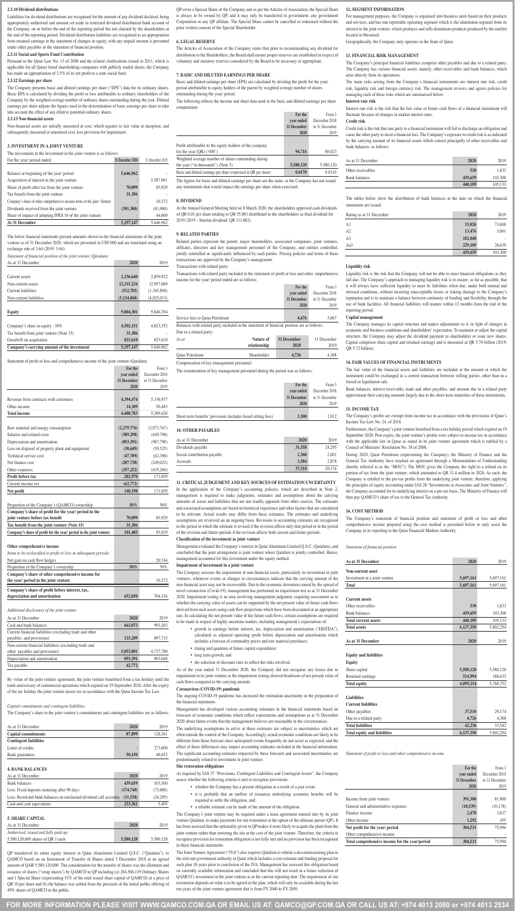#### 2.3.10 Dividend distributions

Liabilities for dividend distributions are recognised for the amount of any dividend declared, being appropriately authorised and amount set aside in restricted dividend distribution bank account of the Company, on or before the end of the reporting period but not claimed by the shareholders at the end of the reporting period. Dividend distribution liabilities are recognised as an appropriation from retained earnings in the statement of changes in equity, with any unpaid amount is presented under other payables in the statement of financial position.

#### 2.3.11 Social and Sports Fund Contribution

Pursuant to the Qatar Law No. 13 of 2008 and the related clarifications issued in 2011, which is applicable for all Qatari listed shareholding companies with publicly traded shares, the Company has made an appropriation of 2.5% of its net profit to a state social fund.

#### 2.3.12 Earnings per share

The Company presents basic and diluted earnings per share ("EPS") data for its ordinary shares. Basic EPS is calculated by dividing the profit or loss attributable to ordinary shareholders of the Company by the weighted average number of ordinary shares outstanding during the year. Diluted earnings per share adjusts the figures used in the determination of basic earnings per share to take into account the effect of any dilutive potential ordinary shares.

#### 2.3.13 Non-financial assets

Non-financial assets are initially measured at cost, which equates to fair value at inception, and subsequently measured at amortised cost, less provision for impairment.

### 3. INVESTMENT IN A JOINT VENTURE

The movements in the investment in the joint venture is as follows:

| For the year/ period ended | 31 December 2020 | 31 December 2019 |
|---|---|---|
| Balance at beginning of the year/ period | 5,646,962 | - |
| Acquisition of interest in the joint venture | - | 5,587,961 |
| Share of profit after tax from the joint venture | 70,099 | 85,929 |
| Tax benefit from the joint venture | 31,386 | - |
| Company's share of other comprehensive income items of the joint Venture | - | 10,372 |
| Dividends received from the joint venture | (391,300) | (81,900) |
| Share of impact of adopting IFRS 16 of the joint venture | - | 44,600 |
| **At 31 December** | **5,357,147** | **5,646,962** |

The below financial statements present amounts shown in the financial statements of the joint venture as of 31 December 2020, which are presented in US$'000 and are translated using an exchange rate of 3.64 (2019: 3.64):

*Statement of financial position of the joint venture (Qatalum)*

| As at 31 December | 2020 | 2019 |
|---|---|---|
| Current assets | 2,336,640 | 2,859,922 |
| Non-current assets | 12,315,234 | 12,957,689 |
| Current liabilities | (512,705) | (1,345,894) |
| Non-current liabilities | (5,134,868) | (4,825,013) |
| **Equity** | **9,004,301** | 9,646,704 |
| Company's share in equity - 50% | 4,502,151 | 4,823,352 |
| Tax benefit from joint venture (Note 15) | 31,386 | - |
| Goodwill on acquisition | 823,610 | 823,610 |
| **Company's carrying amount of the investment** | **5,357,147** | 5,646,962 |

Statement of profit or loss and comprehensive income of the joint venture (Qatalum)

| | For the year ended 31 December 2020 | From 3 December 2018 to 31 December 2019 |
|---|---|---|
| Revenue from contracts with customers | 4,394,474 | 5,338,937 |
| Other income | 14,309 | 50,483 |
| **Total income** | **4,408,783** | 5,389,420 |
| Raw material and energy consumption | (2,279,776) | (2,973,767) |
| Salaries and related costs | (389,298) | (449,798) |
| Depreciation and amortisation | (893,391) | (987,790) |
| Loss on disposal of property plant and equipment | (30,649) | (59,525) |
| Technical service cost | (47,709) | (62,398) |
| Net finance cost | (207,738) | (249,023) |
| Other expenses | (357,252) | (435,260) |
| **Profit before tax** | **202,970** | 171,859 |
| Current income tax | (62,772) | - |
| **Net profit** | **140,198** | 171,859 |
| Proportion of the Company's (QAMCO) ownership | 50% | 50% |
| **Company's share of profit for the year/ period in the joint venture before tax benefit** | **70,099** | 85,929 |
| **Tax benefit from the joint venture (Note 15)** | **31,386** | - |
| **Company's share of profit for the year/ period in the joint venture** | **101,485** | 85,929 |
| **Other comprehensive income** | | |
| *Items to be reclassified to profit or loss in subsequent periods:* | | |
| Net gain on cash flow hedges | - | 20,744 |
| Proportion of the Company's ownership | 50% | 50% |
| **Company's share of other comprehensive income for the year/ period in the joint venture** | - | 10,372 |
| **Company's share of profit before interest, tax, depreciation and amortisation** | **652,050** | 704,336 |

*Additional disclosures of the joint venture*

| As at 31 December | 2020 | 2019 |
|---|---|---|
| Cash and bank balances | 663,073 | 993,203 |
| Current financial liabilities (excluding trade and other payables and provisions) | 133,209 | 897,715 |
| Non-current financial liabilities (excluding trade and other payables and provisions) | 5,053,801 | 4,737,780 |
| Depreciation and amortisation | 893,391 | 903,688 |
| Tax payable | 62,772 | - |

By virtue of the joint venture agreement, the joint venture benefitted from a tax holiday until the tenth anniversary of commercial operations which expired on 19 September 2020. After the expiry of the tax holiday the joint venture incurs tax in accordance with the Qatar Income Tax Law.

*Capital commitments and contingent liabilities*

The Company's share in the joint venture's commitments and contingent liabilities are as follows:

| As at 31 December | 2020 | 2019 |
|---|---|---|
| **Capital commitments** | **87,899** | 128,361 |
| **Contingent liabilities** | | |
| Letter of credits | - | 273,000 |
| Bank guarantees | 50,150 | 48,652 |

### 4. BANK BALANCES

| As at 31 December | 2020 | 2019 |
|---|---|---|
| Bank balances | 439,659 | 103,300 |
| Less: Fixed deposits maturing after 90 days | (174,740) | (73,600) |
| Less: Restricted bank balances on unclaimed dividend call accounts | (31,558) | (24,295) |
| Cash and cash equivalents | 233,361 | 5,405 |

### 5. SHARE CAPITAL

| As at 31 December | 2020 | 2019 |
|---|---|---|
| *Authorised, issued and fully paid-up:* | | |
| 5,580,120,000 shares of QR 1 each | 5,580,120 | 5,580,120 |

QP transferred its entire equity interest in Qatar Aluminium Limited Q.S.C. ("Qatalum"), to QAMCO based on an Instrument of Transfer of Shares dated 3 December 2018 at an agreed amount of QAR 5,580,120,000. The consideration for the transfer of shares was the allotment and issuance of shares ("swap shares") by QAMCO to QP including (a) 284,586,119 Ordinary Shares and 1 Special Share (representing 51% of the total issued share capital of QAMCO) at a price of QR 10 per share and (b) the balance was settled from the proceeds of the initial public offering of 49% shares of QAMCO to the public.

QP owns a Special Share of the Company and as per the Articles of Association, the Special Share is always to be owned by QP, and it may only be transferred to government, any government Corporation or any QP affiliate. The Special Share cannot be cancelled or redeemed without the prior written consent of the Special Shareholder.

### 6. LEGAL RESERVE

The Articles of Association of the Company states that prior to recommending any dividend for distribution to the Shareholders, the Board shall ensure proper reserves are established in respect of voluntary and statutory reserves considered by the Board to be necessary or appropriate.

### 7. BASIC AND DILUTED EARNINGS PER SHARE

Basic and diluted earnings per share (EPS) are calculated by dividing the profit for the year/ period attributable to equity holders of the parent by weighted average number of shares outstanding during the year/ period.

The following reflects the income and share data used in the basic and diluted earnings per share computation:

| | For the year ended 31 December 2020 | From 3 December 2018 to 31 December 2019 |
|---|---|---|
| Profit attributable to the equity holders of the company for the year (QR) ('000') | 94,716 | 80,023 |
| Weighted average number of shares outstanding during the year ("in thousands") (Note 5) | 5,580,120 | 5,580,120 |
| Basic and diluted earnings per share (expressed in QR per share) | 0.0170 | 0.0143 |

The figures for basic and diluted earnings per share are the same, as the Company has not issued any instruments that would impact the earnings per share when exercised.

### 8. DIVIDEND

At the Annual General Meeting held on 8 March 2020, the shareholders approved cash dividends of QR 0.01 per share totaling to QR 55,801 distributed to the shareholders as final dividend for 2019 (2019 – Interim dividend: QR 111,602).

### 9. RELATED PARTIES

Related parties represent the parent, major shareholders, associated companies, joint ventures, affiliates, directors and key management personnel of the Company, and entities controlled, jointly controlled or significantly influenced by such parties. Pricing policies and terms of these transactions are approved by the Company's management.

Transactions with related party:

Transactions with related party included in the statement of profit or loss and other comprehensive income for the year/ period ended are as follows:

| | For the year ended 31 December 2020 | From 3 December 2018 to 31 December 2019 |
|---|---|---|
| Service fees to Qatar Petroleum | 4,676 | 3,607 |

Balances with related party included in the statement of financial position are as follows:

Due to a related party:

| As at | Nature of relationship | 31 December 2020 | 31 December 2019 |
|---|---|---|---|
| Qatar Petroleum | Shareholder | 4,726 | 4,368 |

Compensation of key management personnel:

The remuneration of key management personnel during the period was as follows:

| | For the year ended 31 December 2020 | From 3 December 2018 to 31 December 2019 |
|---|---|---|
| Short-term benefits' provision (includes board sitting fees) | 3,300 | 1,912 |

### 10. OTHER PAYABLES

| As at 31 December | 2020 | 2019 |
|---|---|---|
| Dividends payable | 31,558 | 24,295 |
| Social contribution payable | 2,368 | 2,001 |
| Accruals | 3,584 | 2,878 |
| | **37,510** | 29,174 |

### 11. CRITICAL JUDGEMENT AND KEY SOURCES OF ESTIMATION UNCERTAINTY

In the application of the Company's accounting policies, which are described in Note 2, management is required to make judgements, estimates and assumptions about the carrying amounts of assets and liabilities that are not readily apparent from other sources. The estimates and associated assumptions are based on historical experience and other factors that are considered to be relevant. Actual results may differ from these estimates. The estimates and underlying assumptions are reviewed on an ongoing basis. Revisions to accounting estimates are recognised in the period in which the estimate is revised if the revision affects only that period or in the period of the revision and future periods if the revision affects both current and future periods.

**Classification of the investment as joint venture**

Management evaluated the Company's interest in Qatar Aluminium Limited Q.S.C. (Qatalum), and concluded that the joint arrangement is joint venture where Qatalum is jointly controlled. Hence, management accounted for this investment under the equity method.

**Impairment of investment in a joint venture**

The Company assesses the impairment of non-financial assets, particularly its investment in joint ventures, whenever events or changes in circumstances indicate that the carrying amount of the non-financial asset may not be recoverable. Due to the economic downturn caused by the spread of novel coronavirus (Covid-19), management has performed an impairment test as at 31 December 2020. Impairment testing is an area involving management judgment, requiring assessment as to whether the carrying value of assets can be supported by the net present value of future cash flows derived from such assets using cash flow projections which have been discounted at an appropriate rate. In calculating the net present value of the future cash flows, certain assumptions are required to be made in respect of highly uncertain matters, including management's expectations of:

- growth in earnings before interest, tax, depreciation and amortisation ("EBITDA"), calculated as adjusted operating profit before depreciation and amortisation which includes a forecast of commodity prices and raw material purchases;
- timing and quantum of future capital expenditure;
- long term growth; and
- the selection of discount rates to reflect the risks involved.

As of the year ended 31 December 2020, the Company did not recognise any losses due to impairment in its joint venture as the impairment testing showed headroom of net present value of cash flows compared to the carrying amount.

**Coronavirus (COVID-19) pandemic**

The ongoing COVID-19 pandemic has increased the estimation uncertainty in the preparation of the financial statements.

Management has developed various accounting estimates in the financial statements based on forecasts of economic conditions which reflect expectations and assumptions as at 31 December 2020 about future events that the management believes are reasonable in the circumstances.

The underlying assumptions to arrive at those estimates are subject to uncertainties which are often outside the control of the Company. Accordingly, actual economic conditions are likely to be different from those forecast since anticipated events frequently do not occur as expected, and the effect of those differences may impact accounting estimates included in the financial information. The significant accounting estimates impacted by these forecasts and associated uncertainties are predominantly related to investment in joint venture.

**Site restoration obligations**

As required by IAS 37 "Provisions, Contingent Liabilities and Contingent Assets", the Company assess whether the following criteria is met to recognise provisions:

- whether the Company has a present obligation as a result of a past event,
- it is probable that an outflow of resources embodying economic benefits will be required to settle the obligation, and;
- a reliable estimate can be made of the amount of the obligation.

The Company's joint venture may be required under a lease agreement entered into by its joint venture Qatalum, to make payments for site restoration at the option of the ultimate parent (QP). It has been assessed that the optionality given to QP makes it more likely to acquire the plant from the joint venture rather than restoring the site at the cost of the joint venture. Therefore, the criteria to recognise provision for restoration obligation is not fully met and no provision has been recognised in these financial statements.

The Joint Venture Agreement ("JVA") also requires Qatalum to submit a decommissioning plan to the relevant government authority in Qatar which includes a cost estimate and funding proposal for such plan 10 years prior to conclusion of the JVA. Management has assessed this obligation based on currently available information and concluded that this will not result in a future reduction of QAMCO's investment in the joint venture as at the current reporting date. The requirement of site restoration depends on what is to be agreed in the plan, which will only be available during the last ten years of the joint venture agreement that is from FY 2040 to FY 2050.

### 12. SEGMENT INFORMATION

For management purposes, the Company is organised into business units based on their products and services, and has one reportable operating segment which is the aluminium segment from its interest in the joint venture, which produces and sells aluminium products produced by the smelter located in Mesaieed.

Geographically, the Company only operates in the State of Qatar.

### 13. FINANCIAL RISK MANAGEMENT

The Company's principal financial liabilities comprise other payables and due to a related party. The Company has various financial assets, namely, other receivables and bank balances, which arise directly from its operations.

The main risks arising from the Company's financial instruments are interest rate risk, credit risk, liquidity risk and foreign currency risk. The management reviews and agrees policies for managing each of these risks which are summarised below:

**Interest rate risk**

Interest rate risk is the risk that the fair value or future cash flows of a financial instrument will fluctuate because of changes in market interest rates.

**Credit risk**

Credit risk is the risk that one party to a financial instrument will fail to discharge an obligation and cause the other party to incur a financial loss. The Company's exposure to credit risk is as indicated by the carrying amount of its financial assets which consist principally of other receivables and bank balances, as follows:

| As at 31 December | 2020 | 2019 |
|---|---|---|
| Other receivables | 530 | 1,833 |
| Bank balances | 439,659 | 103,300 |
| | **440,189** | 105,133 |

The tables below show the distribution of bank balances at the date on which the financial statements are issued:

| Rating as at 31 December | 2020 | 2019 |
|---|---|---|
| A1 | 15,026 | 73,600 |
| A2 | 13,476 | 3,061 |
| A3 | 182,048 | - |
| Aa3 | 229,109 | 26,639 |
| | **439,659** | 103,300 |

**Liquidity risk**

Liquidity risk is the risk that the Company will not be able to meet financial obligations as they fall due. The Company's approach to managing liquidity risk is to ensure, as far as possible, that it will always have sufficient liquidity to meet its liabilities when due, under both normal and stressed conditions, without incurring unacceptable losses or risking damage to the Company's reputation and is to maintain a balance between continuity of funding and flexibility through the use of bank facilities. All financial liabilities will mature within 12 months from the end of the reporting period.

**Capital management**

The Company manages its capital structure and makes adjustments to it, in light of changes in economic and business conditions and shareholders' expectation. To maintain or adjust the capital structure, the Company may adjust the dividend payment to shareholders or issue new shares. Capital comprises share capital and retained earnings and is measured at QR 5.76 billion (2019: QR 5.72 billion).

### 14. FAIR VALUES OF FINANCIAL INSTRUMENTS

The fair value of the financial assets and liabilities are included at the amount at which the instrument could be exchanged in a current transaction between willing parties, other than in a forced or liquidation sale.

Bank balances, interest receivable, trade and other payables, and amount due to a related party approximate their carrying amounts largely due to the short-term maturities of these instruments.

### 15. INCOME TAX

The Company's profits are exempt from income tax in accordance with the provisions of Qatar's Income Tax Law No. 24. of 2018.

Furthermore, the Company's joint venture benefited from a tax holiday period which expired on 19 September 2020. Post expiry, the joint venture's profits were subject to income tax in accordance with the applicable law in Qatar as stated in its joint venture agreement which is ratified by a Council of Ministers' Resolution No. 38 of 2008.

During 2020, Qatar Petroleum (representing the Company), the Ministry of Finance and the General Tax Authority have reached an agreement through a Memorandum of Understanding (hereby referred to as the "MOU"). The MOU gives the Company the right to a refund on its portion of tax from the joint venture, which amounted to QR 31.4 million in 2020. As such, the Company is entitled to the pre-tax profits from the underlying joint venture, therefore, applying the principles of equity accounting under IAS 28 "Investments in Associates and Joint Ventures", the Company accounted for its underlying interest on a pre-tax basis. The Ministry of Finance will then pay QAMCO's share of tax to the General Tax Authority.

### 16. COST METHOD

The Company's statement of financial position and statement of profit or loss and other comprehensive income prepared using the cost method is presented below to only assist the Company in its reporting to the Qatar Financial Markets Authority.

*Statement of financial position*

| As at 31 December | 2020 | 2019 |
|---|---|---|
| **Non-current asset** | | |
| Investment in a joint venture | 5,697,161 | 5,697,161 |
| **Total** | **5,697,161** | 5,697,161 |
| **Current assets** | | |
| Other receivables | 530 | 1,833 |
| Bank balances | 439,659 | 103,300 |
| **Total current assets** | **440,189** | 105,133 |
| **Total assets** | **6,137,350** | 5,802,294 |

| As at 31 December | 2020 | 2019 |
|---|---|---|
| **Equity and liabilities** | | |
| **Equity** | | |
| Share capital | 5,580,120 | 5,580,120 |
| Retained earnings | 514,994 | 188,632 |
| **Total equity** | **6,095,114** | 5,768,752 |
| **Liabilities** | | |
| **Current liabilities** | | |
| Other payables | 37,510 | 29,174 |
| Due to a related party | 4,726 | 4,368 |
| **Total liabilities** | **42,236** | 33,542 |
| **Total equity and liabilities** | **6,137,350** | 5,802,294 |

*Statement of profit or loss and other comprehensive income*

| | For the year ended 31 December 2020 | From 3 December 2018 to 31 December 2019 |
|---|---|---|
| Income from joint venture | 391,300 | 81,900 |
| General and administrative expenses | (10,539) | (10,178) |
| Finance income | 2,478 | 3,817 |
| Other income | 1,292 | 455 |
| **Net profit for the year/ period** | **384,531** | 75,994 |
| Other comprehensive income | - | - |
| **Total comprehensive income for the year/period** | **384,531** | 75,994 |

**FOR MORE INFORMATION PLEASE VISIT WWW.QAMCO.COM.QA OR EMAIL US AT: QAMCO@QP.COM.QA OR CALL US AT: +974 4013 2080 or +974 4013 2534**